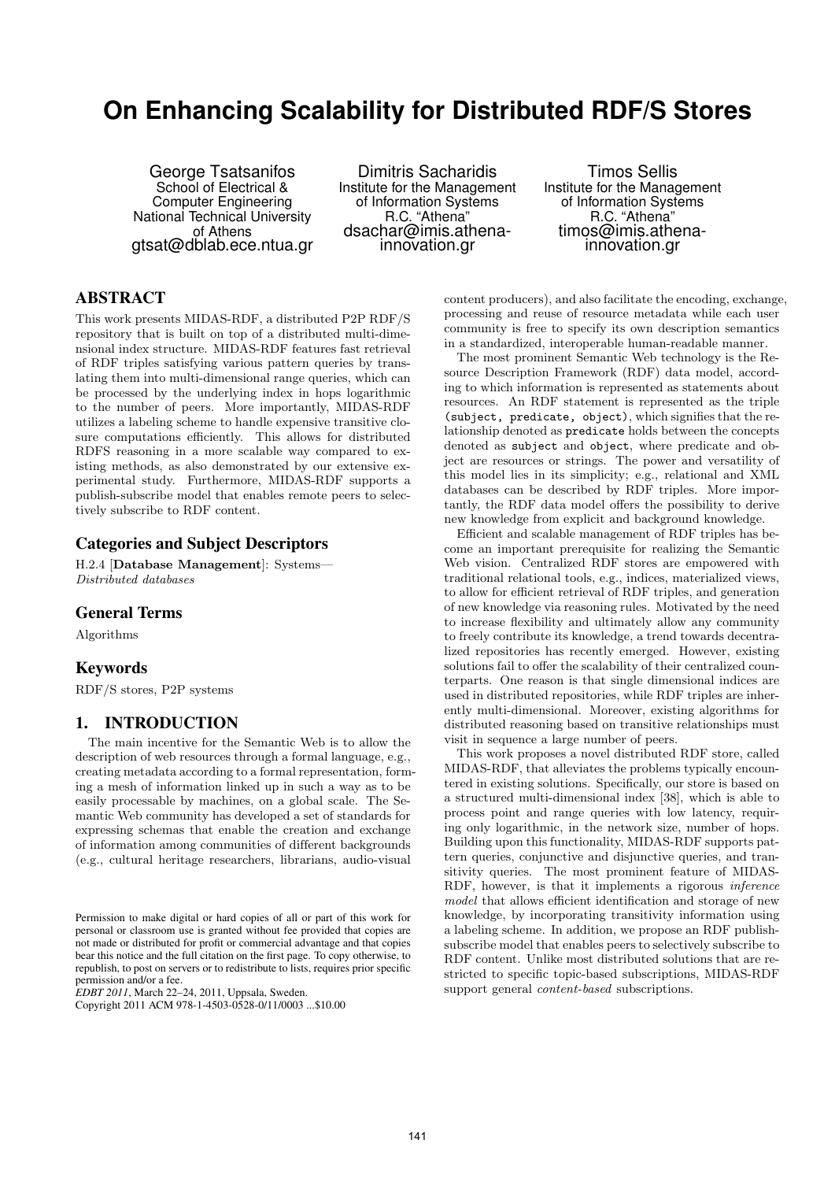# On Enhancing Scalability for Distributed RDF/S Stores

George Tsatsanifos
School of Electrical & Computer Engineering
National Technical University of Athens
gtsat@dblab.ece.ntua.gr

Dimitris Sacharidis
Institute for the Management of Information Systems
R.C. "Athena"
dsachar@imis.athena-innovation.gr

Timos Sellis
Institute for the Management of Information Systems
R.C. "Athena"
timos@imis.athena-innovation.gr

## ABSTRACT

This work presents MIDAS-RDF, a distributed P2P RDF/S repository that is built on top of a distributed multi-dimensional index structure. MIDAS-RDF features fast retrieval of RDF triples satisfying various pattern queries by translating them into multi-dimensional range queries, which can be processed by the underlying index in hops logarithmic to the number of peers. More importantly, MIDAS-RDF utilizes a labeling scheme to handle expensive transitive closure computations efficiently. This allows for distributed RDFS reasoning in a more scalable way compared to existing methods, as also demonstrated by our extensive experimental study. Furthermore, MIDAS-RDF supports a publish-subscribe model that enables remote peers to selectively subscribe to RDF content.

## Categories and Subject Descriptors

H.2.4 [**Database Management**]: Systems—*Distributed databases*

## General Terms

Algorithms

## Keywords

RDF/S stores, P2P systems

## 1. INTRODUCTION

The main incentive for the Semantic Web is to allow the description of web resources through a formal language, e.g., creating metadata according to a formal representation, forming a mesh of information linked up in such a way as to be easily processable by machines, on a global scale. The Semantic Web community has developed a set of standards for expressing schemas that enable the creation and exchange of information among communities of different backgrounds (e.g., cultural heritage researchers, librarians, audio-visual content producers), and also facilitate the encoding, exchange, processing and reuse of resource metadata while each user community is free to specify its own description semantics in a standardized, interoperable human-readable manner.

The most prominent Semantic Web technology is the Resource Description Framework (RDF) data model, according to which information is represented as statements about resources. An RDF statement is represented as the triple `(subject, predicate, object)`, which signifies that the relationship denoted as `predicate` holds between the concepts denoted as `subject` and `object`, where predicate and object are resources or strings. The power and versatility of this model lies in its simplicity; e.g., relational and XML databases can be described by RDF triples. More importantly, the RDF data model offers the possibility to derive new knowledge from explicit and background knowledge.

Efficient and scalable management of RDF triples has become an important prerequisite for realizing the Semantic Web vision. Centralized RDF stores are empowered with traditional relational tools, e.g., indices, materialized views, to allow for efficient retrieval of RDF triples, and generation of new knowledge via reasoning rules. Motivated by the need to increase flexibility and ultimately allow any community to freely contribute its knowledge, a trend towards decentralized repositories has recently emerged. However, existing solutions fail to offer the scalability of their centralized counterparts. One reason is that single dimensional indices are used in distributed repositories, while RDF triples are inherently multi-dimensional. Moreover, existing algorithms for distributed reasoning based on transitive relationships must visit in sequence a large number of peers.

This work proposes a novel distributed RDF store, called MIDAS-RDF, that alleviates the problems typically encountered in existing solutions. Specifically, our store is based on a structured multi-dimensional index [38], which is able to process point and range queries with low latency, requiring only logarithmic, in the network size, number of hops. Building upon this functionality, MIDAS-RDF supports pattern queries, conjunctive and disjunctive queries, and transitivity queries. The most prominent feature of MIDAS-RDF, however, is that it implements a rigorous *inference model* that allows efficient identification and storage of new knowledge, by incorporating transitivity information using a labeling scheme. In addition, we propose an RDF publish-subscribe model that enables peers to selectively subscribe to RDF content. Unlike most distributed solutions that are restricted to specific topic-based subscriptions, MIDAS-RDF support general *content-based* subscriptions.

Permission to make digital or hard copies of all or part of this work for personal or classroom use is granted without fee provided that copies are not made or distributed for profit or commercial advantage and that copies bear this notice and the full citation on the first page. To copy otherwise, to republish, to post on servers or to redistribute to lists, requires prior specific permission and/or a fee.
*EDBT 2011*, March 22–24, 2011, Uppsala, Sweden.
Copyright 2011 ACM 978-1-4503-0528-0/11/0003 ...$10.00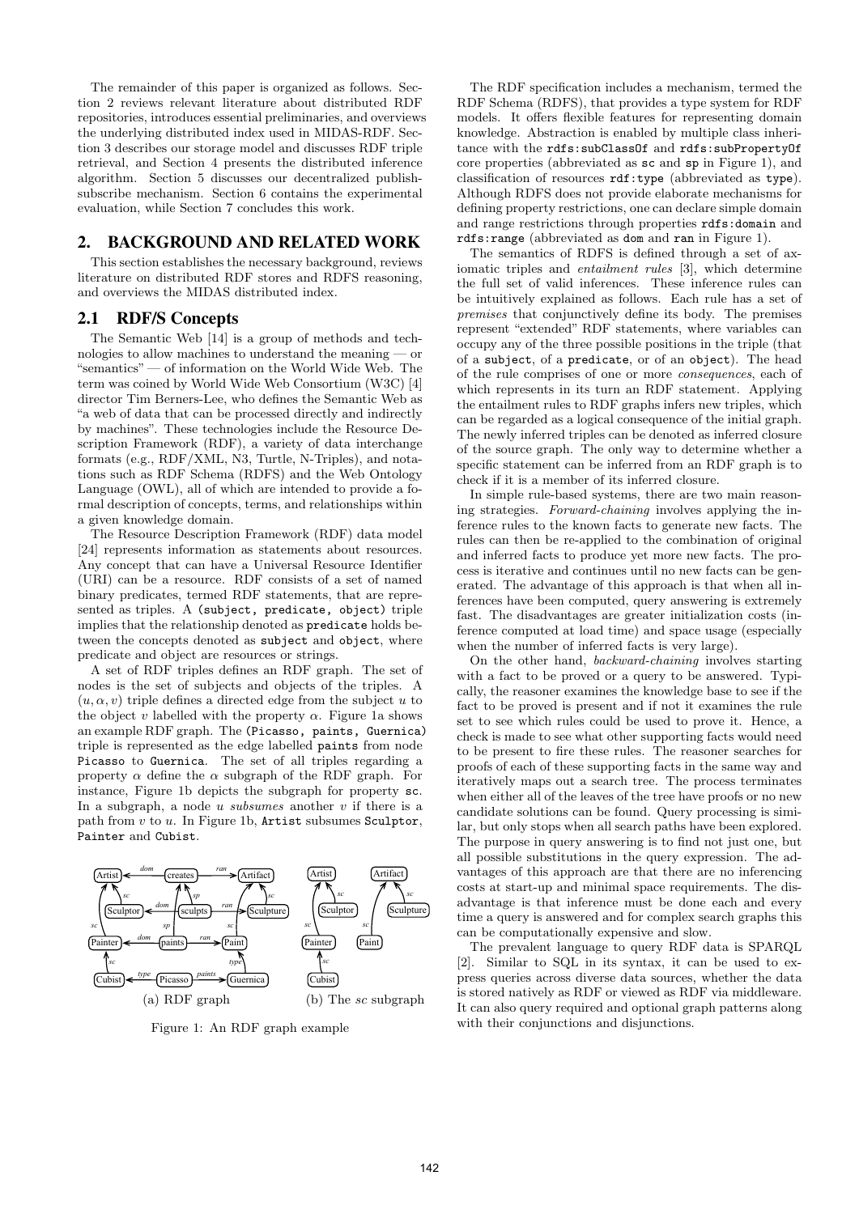The remainder of this paper is organized as follows. Section 2 reviews relevant literature about distributed RDF repositories, introduces essential preliminaries, and overviews the underlying distributed index used in MIDAS-RDF. Section 3 describes our storage model and discusses RDF triple retrieval, and Section 4 presents the distributed inference algorithm. Section 5 discusses our decentralized publish-subscribe mechanism. Section 6 contains the experimental evaluation, while Section 7 concludes this work.

## 2. BACKGROUND AND RELATED WORK

This section establishes the necessary background, reviews literature on distributed RDF stores and RDFS reasoning, and overviews the MIDAS distributed index.

### 2.1 RDF/S Concepts

The Semantic Web [14] is a group of methods and technologies to allow machines to understand the meaning — or "semantics" — of information on the World Wide Web. The term was coined by World Wide Web Consortium (W3C) [4] director Tim Berners-Lee, who defines the Semantic Web as "a web of data that can be processed directly and indirectly by machines". These technologies include the Resource Description Framework (RDF), a variety of data interchange formats (e.g., RDF/XML, N3, Turtle, N-Triples), and notations such as RDF Schema (RDFS) and the Web Ontology Language (OWL), all of which are intended to provide a formal description of concepts, terms, and relationships within a given knowledge domain.

The Resource Description Framework (RDF) data model [24] represents information as statements about resources. Any concept that can have a Universal Resource Identifier (URI) can be a resource. RDF consists of a set of named binary predicates, termed RDF statements, that are represented as triples. A `(subject, predicate, object)` triple implies that the relationship denoted as `predicate` holds between the concepts denoted as `subject` and `object`, where predicate and object are resources or strings.

A set of RDF triples defines an RDF graph. The set of nodes is the set of subjects and objects of the triples. A $(u, \alpha, v)$ triple defines a directed edge from the subject $u$ to the object $v$ labelled with the property $\alpha$. Figure 1a shows an example RDF graph. The `(Picasso, paints, Guernica)` triple is represented as the edge labelled `paints` from node `Picasso` to `Guernica`. The set of all triples regarding a property $\alpha$ define the $\alpha$ subgraph of the RDF graph. For instance, Figure 1b depicts the subgraph for property `sc`. In a subgraph, a node $u$ *subsumes* another $v$ if there is a path from $v$ to $u$. In Figure 1b, `Artist` subsumes `Sculptor`, `Painter` and `Cubist`.

(a) RDF graph (b) The *sc* subgraph

Figure 1: An RDF graph example

The RDF specification includes a mechanism, termed the RDF Schema (RDFS), that provides a type system for RDF models. It offers flexible features for representing domain knowledge. Abstraction is enabled by multiple class inheritance with the `rdfs:subClassOf` and `rdfs:subPropertyOf` core properties (abbreviated as `sc` and `sp` in Figure 1), and classification of resources `rdf:type` (abbreviated as `type`). Although RDFS does not provide elaborate mechanisms for defining property restrictions, one can declare simple domain and range restrictions through properties `rdfs:domain` and `rdfs:range` (abbreviated as `dom` and `ran` in Figure 1).

The semantics of RDFS is defined through a set of axiomatic triples and *entailment rules* [3], which determine the full set of valid inferences. These inference rules can be intuitively explained as follows. Each rule has a set of *premises* that conjunctively define its body. The premises represent "extended" RDF statements, where variables can occupy any of the three possible positions in the triple (that of a `subject`, of a `predicate`, or of an `object`). The head of the rule comprises of one or more *consequences*, each of which represents in its turn an RDF statement. Applying the entailment rules to RDF graphs infers new triples, which can be regarded as a logical consequence of the initial graph. The newly inferred triples can be denoted as inferred closure of the source graph. The only way to determine whether a specific statement can be inferred from an RDF graph is to check if it is a member of its inferred closure.

In simple rule-based systems, there are two main reasoning strategies. *Forward-chaining* involves applying the inference rules to the known facts to generate new facts. The rules can then be re-applied to the combination of original and inferred facts to produce yet more new facts. The process is iterative and continues until no new facts can be generated. The advantage of this approach is that when all inferences have been computed, query answering is extremely fast. The disadvantages are greater initialization costs (inference computed at load time) and space usage (especially when the number of inferred facts is very large).

On the other hand, *backward-chaining* involves starting with a fact to be proved or a query to be answered. Typically, the reasoner examines the knowledge base to see if the fact to be proved is present and if not it examines the rule set to see which rules could be used to prove it. Hence, a check is made to see what other supporting facts would need to be present to fire these rules. The reasoner searches for proofs of each of these supporting facts in the same way and iteratively maps out a search tree. The process terminates when either all of the leaves of the tree have proofs or no new candidate solutions can be found. Query processing is similar, but only stops when all search paths have been explored. The purpose in query answering is to find not just one, but all possible substitutions in the query expression. The advantages of this approach are that there are no inferencing costs at start-up and minimal space requirements. The disadvantage is that inference must be done each and every time a query is answered and for complex search graphs this can be computationally expensive and slow.

The prevalent language to query RDF data is SPARQL [2]. Similar to SQL in its syntax, it can be used to express queries across diverse data sources, whether the data is stored natively as RDF or viewed as RDF via middleware. It can also query required and optional graph patterns along with their conjunctions and disjunctions.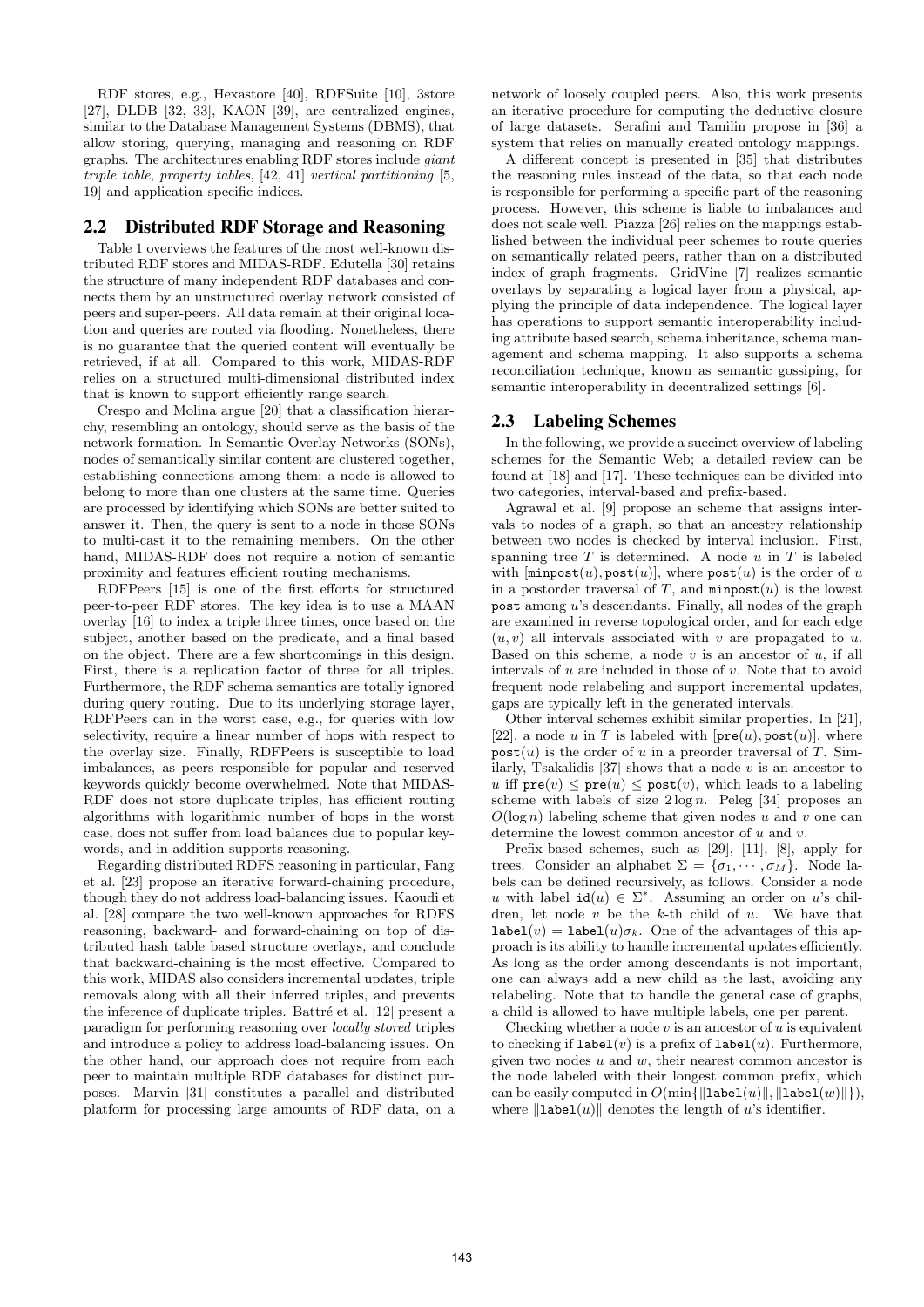RDF stores, e.g., Hexastore [40], RDFSuite [10], 3store [27], DLDB [32, 33], KAON [39], are centralized engines, similar to the Database Management Systems (DBMS), that allow storing, querying, managing and reasoning on RDF graphs. The architectures enabling RDF stores include *giant triple table*, *property tables*, [42, 41] *vertical partitioning* [5, 19] and application specific indices.

## 2.2 Distributed RDF Storage and Reasoning

Table 1 overviews the features of the most well-known distributed RDF stores and MIDAS-RDF. Edutella [30] retains the structure of many independent RDF databases and connects them by an unstructured overlay network consisted of peers and super-peers. All data remain at their original location and queries are routed via flooding. Nonetheless, there is no guarantee that the queried content will eventually be retrieved, if at all. Compared to this work, MIDAS-RDF relies on a structured multi-dimensional distributed index that is known to support efficiently range search.

Crespo and Molina argue [20] that a classification hierarchy, resembling an ontology, should serve as the basis of the network formation. In Semantic Overlay Networks (SONs), nodes of semantically similar content are clustered together, establishing connections among them; a node is allowed to belong to more than one clusters at the same time. Queries are processed by identifying which SONs are better suited to answer it. Then, the query is sent to a node in those SONs to multi-cast it to the remaining members. On the other hand, MIDAS-RDF does not require a notion of semantic proximity and features efficient routing mechanisms.

RDFPeers [15] is one of the first efforts for structured peer-to-peer RDF stores. The key idea is to use a MAAN overlay [16] to index a triple three times, once based on the subject, another based on the predicate, and a final based on the object. There are a few shortcomings in this design. First, there is a replication factor of three for all triples. Furthermore, the RDF schema semantics are totally ignored during query routing. Due to its underlying storage layer, RDFPeers can in the worst case, e.g., for queries with low selectivity, require a linear number of hops with respect to the overlay size. Finally, RDFPeers is susceptible to load imbalances, as peers responsible for popular and reserved keywords quickly become overwhelmed. Note that MIDAS-RDF does not store duplicate triples, has efficient routing algorithms with logarithmic number of hops in the worst case, does not suffer from load balances due to popular keywords, and in addition supports reasoning.

Regarding distributed RDFS reasoning in particular, Fang et al. [23] propose an iterative forward-chaining procedure, though they do not address load-balancing issues. Kaoudi et al. [28] compare the two well-known approaches for RDFS reasoning, backward- and forward-chaining on top of distributed hash table based structure overlays, and conclude that backward-chaining is the most effective. Compared to this work, MIDAS also considers incremental updates, triple removals along with all their inferred triples, and prevents the inference of duplicate triples. Battré et al. [12] present a paradigm for performing reasoning over *locally stored* triples and introduce a policy to address load-balancing issues. On the other hand, our approach does not require from each peer to maintain multiple RDF databases for distinct purposes. Marvin [31] constitutes a parallel and distributed platform for processing large amounts of RDF data, on a network of loosely coupled peers. Also, this work presents an iterative procedure for computing the deductive closure of large datasets. Serafini and Tamilin propose in [36] a system that relies on manually created ontology mappings.

A different concept is presented in [35] that distributes the reasoning rules instead of the data, so that each node is responsible for performing a specific part of the reasoning process. However, this scheme is liable to imbalances and does not scale well. Piazza [26] relies on the mappings established between the individual peer schemes to route queries on semantically related peers, rather than on a distributed index of graph fragments. GridVine [7] realizes semantic overlays by separating a logical layer from a physical, applying the principle of data independence. The logical layer has operations to support semantic interoperability including attribute based search, schema inheritance, schema management and schema mapping. It also supports a schema reconciliation technique, known as semantic gossiping, for semantic interoperability in decentralized settings [6].

## 2.3 Labeling Schemes

In the following, we provide a succinct overview of labeling schemes for the Semantic Web; a detailed review can be found at [18] and [17]. These techniques can be divided into two categories, interval-based and prefix-based.

Agrawal et al. [9] propose an scheme that assigns intervals to nodes of a graph, so that an ancestry relationship between two nodes is checked by interval inclusion. First, spanning tree $T$ is determined. A node $u$ in $T$ is labeled with $[\texttt{minpost}(u), \texttt{post}(u)]$, where $\texttt{post}(u)$ is the order of $u$ in a postorder traversal of $T$, and $\texttt{minpost}(u)$ is the lowest post among $u$'s descendants. Finally, all nodes of the graph are examined in reverse topological order, and for each edge $(u, v)$ all intervals associated with $v$ are propagated to $u$. Based on this scheme, a node $v$ is an ancestor of $u$, if all intervals of $u$ are included in those of $v$. Note that to avoid frequent node relabeling and support incremental updates, gaps are typically left in the generated intervals.

Other interval schemes exhibit similar properties. In [21], [22], a node $u$ in $T$ is labeled with $[\texttt{pre}(u), \texttt{post}(u)]$, where $\texttt{post}(u)$ is the order of $u$ in a preorder traversal of $T$. Similarly, Tsakalidis [37] shows that a node $v$ is an ancestor to $u$ iff $\texttt{pre}(v) \le \texttt{pre}(u) \le \texttt{post}(v)$, which leads to a labeling scheme with labels of size $2 \log n$. Peleg [34] proposes an $O(\log n)$ labeling scheme that given nodes $u$ and $v$ one can determine the lowest common ancestor of $u$ and $v$.

Prefix-based schemes, such as [29], [11], [8], apply for trees. Consider an alphabet $\Sigma = \{\sigma_1, \cdots, \sigma_M\}$. Node labels can be defined recursively, as follows. Consider a node $u$ with label $\texttt{id}(u) \in \Sigma^*$. Assuming an order on $u$'s children, let node $v$ be the $k$-th child of $u$. We have that $\texttt{label}(v) = \texttt{label}(u)\sigma_k$. One of the advantages of this approach is its ability to handle incremental updates efficiently. As long as the order among descendants is not important, one can always add a new child as the last, avoiding any relabeling. Note that to handle the general case of graphs, a child is allowed to have multiple labels, one per parent.

Checking whether a node $v$ is an ancestor of $u$ is equivalent to checking if $\texttt{label}(v)$ is a prefix of $\texttt{label}(u)$. Furthermore, given two nodes $u$ and $w$, their nearest common ancestor is the node labeled with their longest common prefix, which can be easily computed in $O(\min\{\|\texttt{label}(u)\|, \|\texttt{label}(w)\|\})$, where $\|\texttt{label}(u)\|$ denotes the length of $u$'s identifier.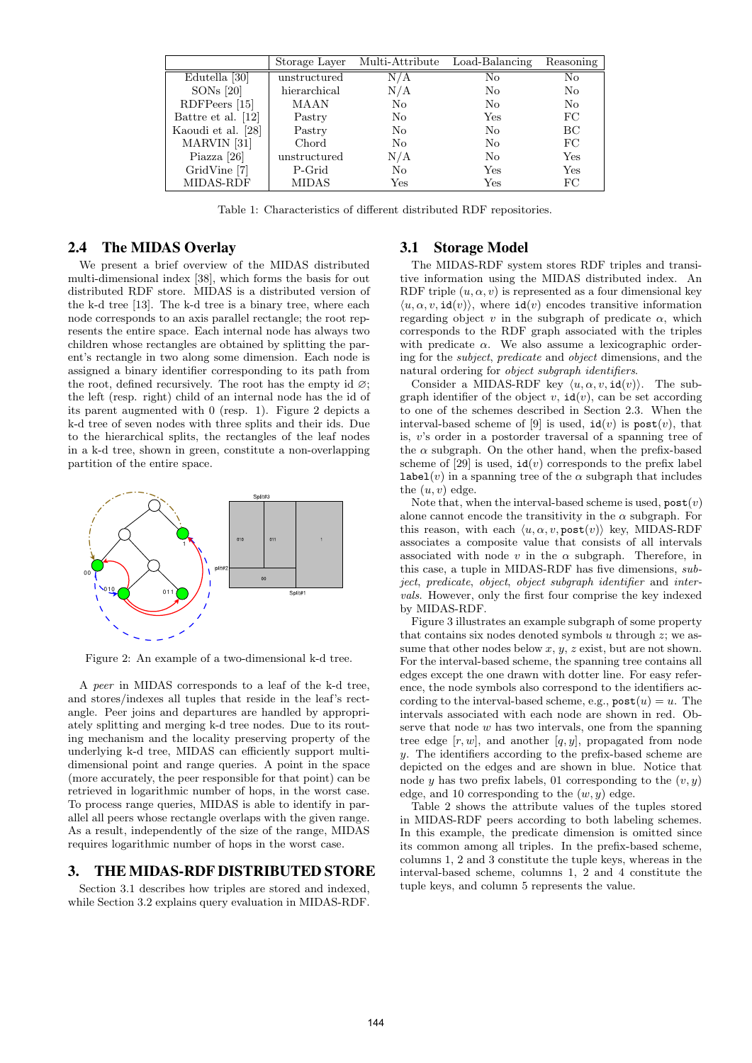|  | Storage Layer | Multi-Attribute | Load-Balancing | Reasoning |
|---|---|---|---|---|
| Edutella [30] | unstructured | N/A | No | No |
| SONs [20] | hierarchical | N/A | No | No |
| RDFPeers [15] | MAAN | No | No | No |
| Battre et al. [12] | Pastry | No | Yes | FC |
| Kaoudi et al. [28] | Pastry | No | No | BC |
| MARVIN [31] | Chord | No | No | FC |
| Piazza [26] | unstructured | N/A | No | Yes |
| GridVine [7] | P-Grid | No | Yes | Yes |
| MIDAS-RDF | MIDAS | Yes | Yes | FC |

Table 1: Characteristics of different distributed RDF repositories.

## 2.4 The MIDAS Overlay

We present a brief overview of the MIDAS distributed multi-dimensional index [38], which forms the basis for out distributed RDF store. MIDAS is a distributed version of the k-d tree [13]. The k-d tree is a binary tree, where each node corresponds to an axis parallel rectangle; the root represents the entire space. Each internal node has always two children whose rectangles are obtained by splitting the parent's rectangle in two along some dimension. Each node is assigned a binary identifier corresponding to its path from the root, defined recursively. The root has the empty id $\varnothing$; the left (resp. right) child of an internal node has the id of its parent augmented with 0 (resp. 1). Figure 2 depicts a k-d tree of seven nodes with three splits and their ids. Due to the hierarchical splits, the rectangles of the leaf nodes in a k-d tree, shown in green, constitute a non-overlapping partition of the entire space.

Figure 2: An example of a two-dimensional k-d tree.

A *peer* in MIDAS corresponds to a leaf of the k-d tree, and stores/indexes all tuples that reside in the leaf's rectangle. Peer joins and departures are handled by appropriately splitting and merging k-d tree nodes. Due to its routing mechanism and the locality preserving property of the underlying k-d tree, MIDAS can efficiently support multi-dimensional point and range queries. A point in the space (more accurately, the peer responsible for that point) can be retrieved in logarithmic number of hops, in the worst case. To process range queries, MIDAS is able to identify in parallel all peers whose rectangle overlaps with the given range. As a result, independently of the size of the range, MIDAS requires logarithmic number of hops in the worst case.

# 3. THE MIDAS-RDF DISTRIBUTED STORE

Section 3.1 describes how triples are stored and indexed, while Section 3.2 explains query evaluation in MIDAS-RDF.

## 3.1 Storage Model

The MIDAS-RDF system stores RDF triples and transitive information using the MIDAS distributed index. An RDF triple $(u, \alpha, v)$ is represented as a four dimensional key $\langle u, \alpha, v, \texttt{id}(v)\rangle$, where $\texttt{id}(v)$ encodes transitive information regarding object $v$ in the subgraph of predicate $\alpha$, which corresponds to the RDF graph associated with the triples with predicate $\alpha$. We also assume a lexicographic ordering for the *subject*, *predicate* and *object* dimensions, and the natural ordering for *object subgraph identifiers*.

Consider a MIDAS-RDF key $\langle u, \alpha, v, \texttt{id}(v)\rangle$. The subgraph identifier of the object $v$, $\texttt{id}(v)$, can be set according to one of the schemes described in Section 2.3. When the interval-based scheme of [9] is used, $\texttt{id}(v)$ is $\texttt{post}(v)$, that is, $v$'s order in a postorder traversal of a spanning tree of the $\alpha$ subgraph. On the other hand, when the prefix-based scheme of [29] is used, $\texttt{id}(v)$ corresponds to the prefix label $\texttt{label}(v)$ in a spanning tree of the $\alpha$ subgraph that includes the $(u, v)$ edge.

Note that, when the interval-based scheme is used, $\texttt{post}(v)$ alone cannot encode the transitivity in the $\alpha$ subgraph. For this reason, with each $\langle u, \alpha, v, \texttt{post}(v)\rangle$ key, MIDAS-RDF associates a composite value that consists of all intervals associated with node $v$ in the $\alpha$ subgraph. Therefore, in this case, a tuple in MIDAS-RDF has five dimensions, *subject*, *predicate*, *object*, *object subgraph identifier* and *intervals*. However, only the first four comprise the key indexed by MIDAS-RDF.

Figure 3 illustrates an example subgraph of some property that contains six nodes denoted symbols $u$ through $z$; we assume that other nodes below $x$, $y$, $z$ exist, but are not shown. For the interval-based scheme, the spanning tree contains all edges except the one drawn with dotter line. For easy reference, the node symbols also correspond to the identifiers according to the interval-based scheme, e.g., $\texttt{post}(u) = u$. The intervals associated with each node are shown in red. Observe that node $w$ has two intervals, one from the spanning tree edge $[r, w]$, and another $[q, y]$, propagated from node $y$. The identifiers according to the prefix-based scheme are depicted on the edges and are shown in blue. Notice that node $y$ has two prefix labels, 01 corresponding to the $(v, y)$ edge, and 10 corresponding to the $(w, y)$ edge.

Table 2 shows the attribute values of the tuples stored in MIDAS-RDF peers according to both labeling schemes. In this example, the predicate dimension is omitted since its common among all triples. In the prefix-based scheme, columns 1, 2 and 3 constitute the tuple keys, whereas in the interval-based scheme, columns 1, 2 and 4 constitute the tuple keys, and column 5 represents the value.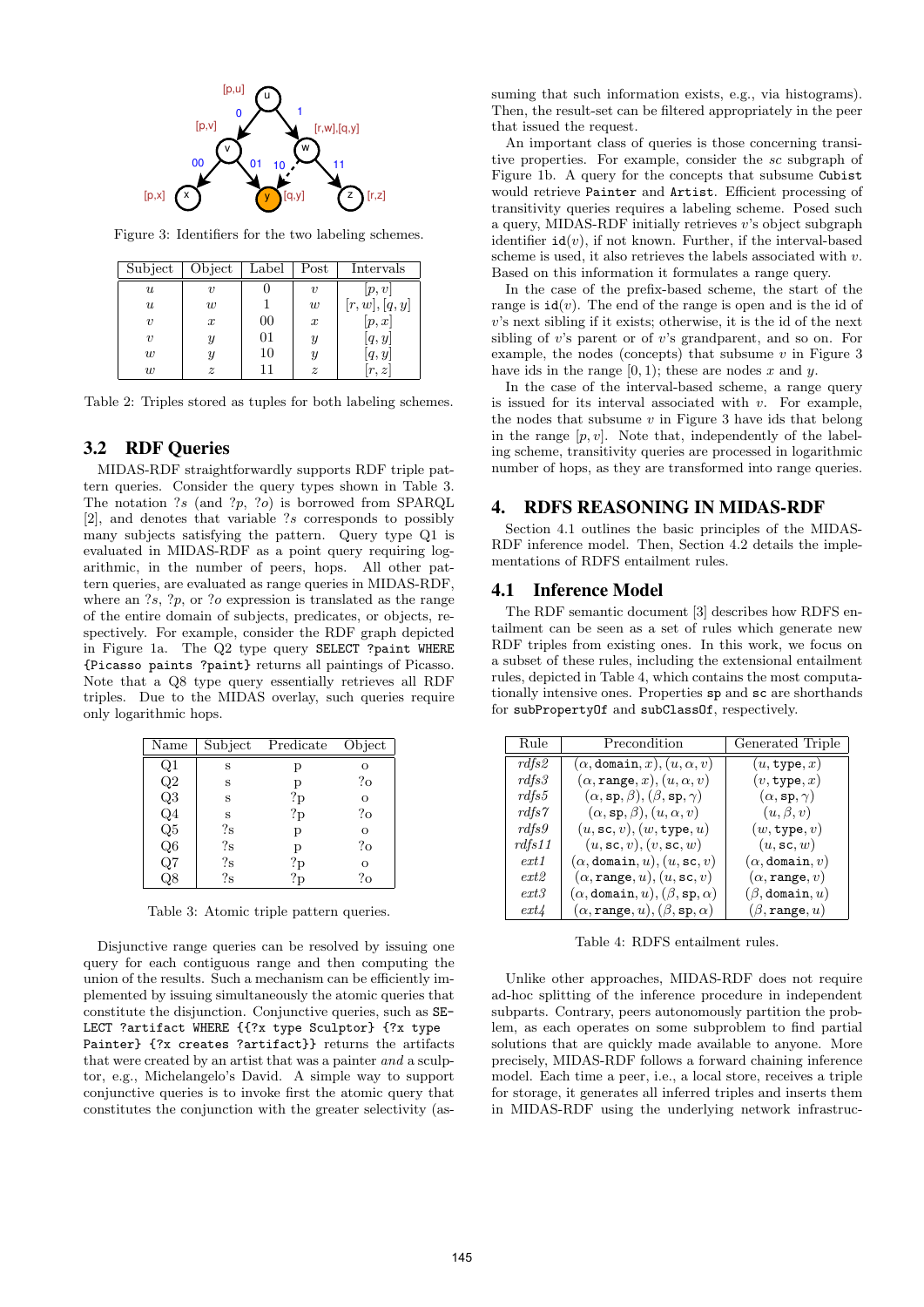Figure 3: Identifiers for the two labeling schemes.

| Subject | Object | Label | Post | Intervals |
|---|---|---|---|---|
| $u$ | $v$ | 0 | $v$ | $[p, v]$ |
| $u$ | $w$ | 1 | $w$ | $[r, w], [q, y]$ |
| $v$ | $x$ | 00 | $x$ | $[p, x]$ |
| $v$ | $y$ | 01 | $y$ | $[q, y]$ |
| $w$ | $y$ | 10 | $y$ | $[q, y]$ |
| $w$ | $z$ | 11 | $z$ | $[r, z]$ |

Table 2: Triples stored as tuples for both labeling schemes.

## 3.2 RDF Queries

MIDAS-RDF straightforwardly supports RDF triple pattern queries. Consider the query types shown in Table 3. The notation ?$s$ (and ?$p$, ?$o$) is borrowed from SPARQL [2], and denotes that variable ?$s$ corresponds to possibly many subjects satisfying the pattern. Query type Q1 is evaluated in MIDAS-RDF as a point query requiring logarithmic, in the number of peers, hops. All other pattern queries, are evaluated as range queries in MIDAS-RDF, where an ?$s$, ?$p$, or ?$o$ expression is translated as the range of the entire domain of subjects, predicates, or objects, respectively. For example, consider the RDF graph depicted in Figure 1a. The Q2 type query `SELECT ?paint WHERE {Picasso paints ?paint}` returns all paintings of Picasso. Note that a Q8 type query essentially retrieves all RDF triples. Due to the MIDAS overlay, such queries require only logarithmic hops.

| Name | Subject | Predicate | Object |
|---|---|---|---|
| Q1 | s | p | o |
| Q2 | s | p | ?o |
| Q3 | s | ?p | o |
| Q4 | s | ?p | ?o |
| Q5 | ?s | p | o |
| Q6 | ?s | p | ?o |
| Q7 | ?s | ?p | o |
| Q8 | ?s | ?p | ?o |

Table 3: Atomic triple pattern queries.

Disjunctive range queries can be resolved by issuing one query for each contiguous range and then computing the union of the results. Such a mechanism can be efficiently implemented by issuing simultaneously the atomic queries that constitute the disjunction. Conjunctive queries, such as `SELECT ?artifact WHERE {{?x type Sculptor} {?x type Painter} {?x creates ?artifact}}` returns the artifacts that were created by an artist that was a painter *and* a sculptor, e.g., Michelangelo's David. A simple way to support conjunctive queries is to invoke first the atomic query that constitutes the conjunction with the greater selectivity (assuming that such information exists, e.g., via histograms). Then, the result-set can be filtered appropriately in the peer that issued the request.

An important class of queries is those concerning transitive properties. For example, consider the *sc* subgraph of Figure 1b. A query for the concepts that subsume `Cubist` would retrieve `Painter` and `Artist`. Efficient processing of transitivity queries requires a labeling scheme. Posed such a query, MIDAS-RDF initially retrieves $v$'s object subgraph identifier $\mathtt{id}(v)$, if not known. Further, if the interval-based scheme is used, it also retrieves the labels associated with $v$. Based on this information it formulates a range query.

In the case of the prefix-based scheme, the start of the range is $\mathtt{id}(v)$. The end of the range is open and is the id of $v$'s next sibling if it exists; otherwise, it is the id of the next sibling of $v$'s parent or of $v$'s grandparent, and so on. For example, the nodes (concepts) that subsume $v$ in Figure 3 have ids in the range $[0, 1)$; these are nodes $x$ and $y$.

In the case of the interval-based scheme, a range query is issued for its interval associated with $v$. For example, the nodes that subsume $v$ in Figure 3 have ids that belong in the range $[p, v]$. Note that, independently of the labeling scheme, transitivity queries are processed in logarithmic number of hops, as they are transformed into range queries.

# 4. RDFS REASONING IN MIDAS-RDF

Section 4.1 outlines the basic principles of the MIDAS-RDF inference model. Then, Section 4.2 details the implementations of RDFS entailment rules.

## 4.1 Inference Model

The RDF semantic document [3] describes how RDFS entailment can be seen as a set of rules which generate new RDF triples from existing ones. In this work, we focus on a subset of these rules, including the extensional entailment rules, depicted in Table 4, which contains the most computationally intensive ones. Properties `sp` and `sc` are shorthands for `subPropertyOf` and `subClassOf`, respectively.

| Rule | Precondition | Generated Triple |
|---|---|---|
| *rdfs2* | $(\alpha, \mathtt{domain}, x), (u, \alpha, v)$ | $(u, \mathtt{type}, x)$ |
| *rdfs3* | $(\alpha, \mathtt{range}, x), (u, \alpha, v)$ | $(v, \mathtt{type}, x)$ |
| *rdfs5* | $(\alpha, \mathtt{sp}, \beta), (\beta, \mathtt{sp}, \gamma)$ | $(\alpha, \mathtt{sp}, \gamma)$ |
| *rdfs7* | $(\alpha, \mathtt{sp}, \beta), (u, \alpha, v)$ | $(u, \beta, v)$ |
| *rdfs9* | $(u, \mathtt{sc}, v), (w, \mathtt{type}, u)$ | $(w, \mathtt{type}, v)$ |
| *rdfs11* | $(u, \mathtt{sc}, v), (v, \mathtt{sc}, w)$ | $(u, \mathtt{sc}, w)$ |
| *ext1* | $(\alpha, \mathtt{domain}, u), (u, \mathtt{sc}, v)$ | $(\alpha, \mathtt{domain}, v)$ |
| *ext2* | $(\alpha, \mathtt{range}, u), (u, \mathtt{sc}, v)$ | $(\alpha, \mathtt{range}, v)$ |
| *ext3* | $(\alpha, \mathtt{domain}, u), (\beta, \mathtt{sp}, \alpha)$ | $(\beta, \mathtt{domain}, u)$ |
| *ext4* | $(\alpha, \mathtt{range}, u), (\beta, \mathtt{sp}, \alpha)$ | $(\beta, \mathtt{range}, u)$ |

Table 4: RDFS entailment rules.

Unlike other approaches, MIDAS-RDF does not require ad-hoc splitting of the inference procedure in independent subparts. Contrary, peers autonomously partition the problem, as each operates on some subproblem to find partial solutions that are quickly made available to anyone. More precisely, MIDAS-RDF follows a forward chaining inference model. Each time a peer, i.e., a local store, receives a triple for storage, it generates all inferred triples and inserts them in MIDAS-RDF using the underlying network infrastruc-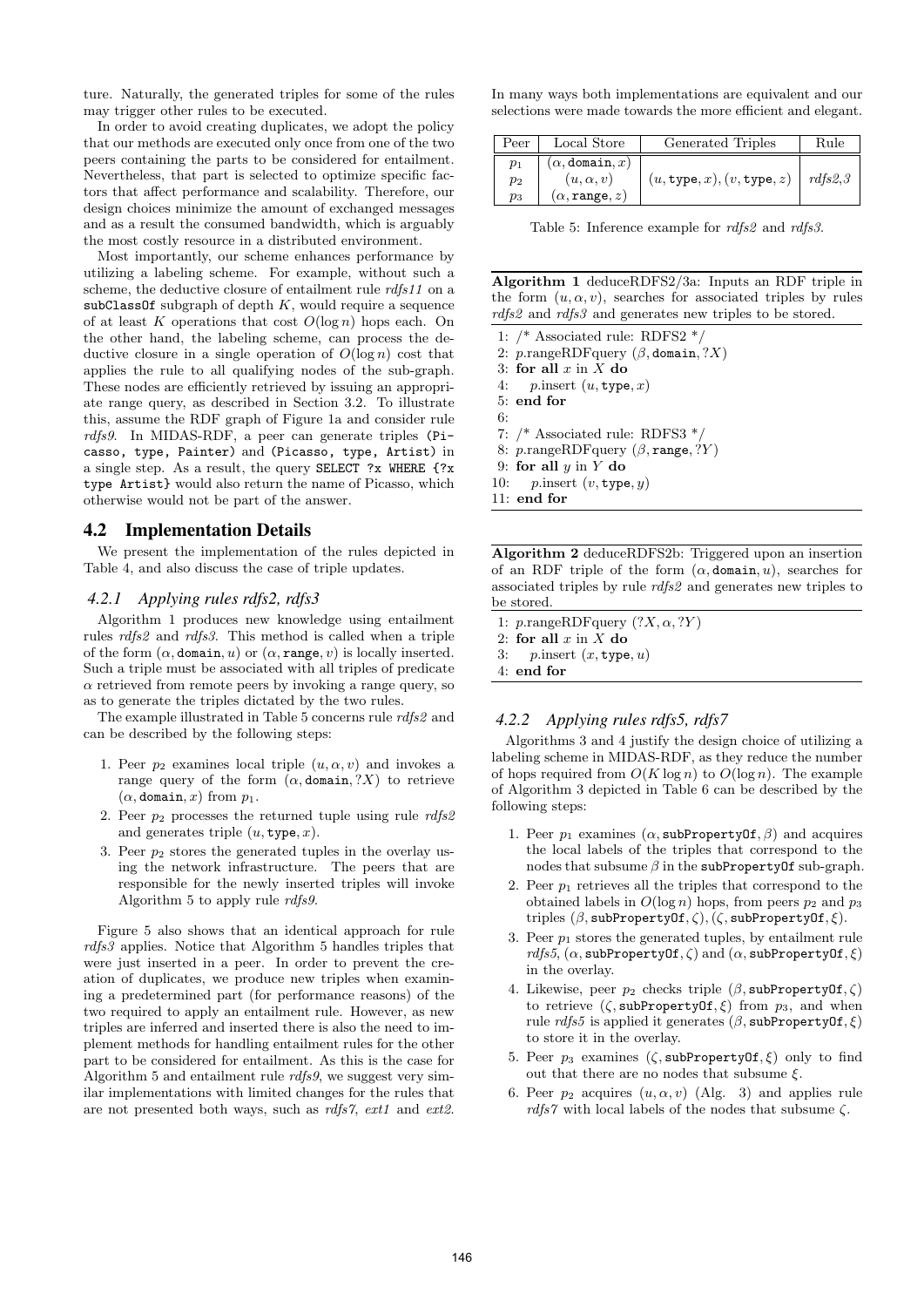ture. Naturally, the generated triples for some of the rules may trigger other rules to be executed.

In order to avoid creating duplicates, we adopt the policy that our methods are executed only once from one of the two peers containing the parts to be considered for entailment. Nevertheless, that part is selected to optimize specific factors that affect performance and scalability. Therefore, our design choices minimize the amount of exchanged messages and as a result the consumed bandwidth, which is arguably the most costly resource in a distributed environment.

Most importantly, our scheme enhances performance by utilizing a labeling scheme. For example, without such a scheme, the deductive closure of entailment rule *rdfs11* on a `subClassOf` subgraph of depth $K$, would require a sequence of at least $K$ operations that cost $O(\log n)$ hops each. On the other hand, the labeling scheme, can process the deductive closure in a single operation of $O(\log n)$ cost that applies the rule to all qualifying nodes of the sub-graph. These nodes are efficiently retrieved by issuing an appropriate range query, as described in Section 3.2. To illustrate this, assume the RDF graph of Figure 1a and consider rule *rdfs9*. In MIDAS-RDF, a peer can generate triples `(Picasso, type, Painter)` and `(Picasso, type, Artist)` in a single step. As a result, the query `SELECT ?x WHERE {?x type Artist}` would also return the name of Picasso, which otherwise would not be part of the answer.

## 4.2 Implementation Details

We present the implementation of the rules depicted in Table 4, and also discuss the case of triple updates.

### *4.2.1 Applying rules rdfs2, rdfs3*

Algorithm 1 produces new knowledge using entailment rules *rdfs2* and *rdfs3*. This method is called when a triple of the form $(\alpha, \texttt{domain}, u)$ or $(\alpha, \texttt{range}, v)$ is locally inserted. Such a triple must be associated with all triples of predicate $\alpha$ retrieved from remote peers by invoking a range query, so as to generate the triples dictated by the two rules.

The example illustrated in Table 5 concerns rule *rdfs2* and can be described by the following steps:

1. Peer $p_2$ examines local triple $(u, \alpha, v)$ and invokes a range query of the form $(\alpha, \texttt{domain}, ?X)$ to retrieve $(\alpha, \texttt{domain}, x)$ from $p_1$.
2. Peer $p_2$ processes the returned tuple using rule *rdfs2* and generates triple $(u, \texttt{type}, x)$.
3. Peer $p_2$ stores the generated tuples in the overlay using the network infrastructure. The peers that are responsible for the newly inserted triples will invoke Algorithm 5 to apply rule *rdfs9*.

Figure 5 also shows that an identical approach for rule *rdfs3* applies. Notice that Algorithm 5 handles triples that were just inserted in a peer. In order to prevent the creation of duplicates, we produce new triples when examining a predetermined part (for performance reasons) of the two required to apply an entailment rule. However, as new triples are inferred and inserted there is also the need to implement methods for handling entailment rules for the other part to be considered for entailment. As this is the case for Algorithm 5 and entailment rule *rdfs9*, we suggest very similar implementations with limited changes for the rules that are not presented both ways, such as *rdfs7*, *ext1* and *ext2*. In many ways both implementations are equivalent and our selections were made towards the more efficient and elegant.

| Peer | Local Store | Generated Triples | Rule |
|---|---|---|---|
| $p_1$ | $(\alpha, \texttt{domain}, x)$ | | |
| $p_2$ | $(u, \alpha, v)$ | $(u, \texttt{type}, x), (v, \texttt{type}, z)$ | *rdfs2,3* |
| $p_3$ | $(\alpha, \texttt{range}, z)$ | | |

Table 5: Inference example for *rdfs2* and *rdfs3*.

**Algorithm 1** deduceRDFS2/3a: Inputs an RDF triple in the form $(u, \alpha, v)$, searches for associated triples by rules *rdfs2* and *rdfs3* and generates new triples to be stored.

```
1: /* Associated rule: RDFS2 */
2: p.rangeRDFquery (β, domain, ?X)
3: for all x in X do
4:     p.insert (u, type, x)
5: end for
6:
7: /* Associated rule: RDFS3 */
8: p.rangeRDFquery (β, range, ?Y)
9: for all y in Y do
10:    p.insert (v, type, y)
11: end for
```

**Algorithm 2** deduceRDFS2b: Triggered upon an insertion of an RDF triple of the form $(\alpha, \texttt{domain}, u)$, searches for associated triples by rule *rdfs2* and generates new triples to be stored.

```
1: p.rangeRDFquery (?X, α, ?Y)
2: for all x in X do
3:     p.insert (x, type, u)
4: end for
```

### *4.2.2 Applying rules rdfs5, rdfs7*

Algorithms 3 and 4 justify the design choice of utilizing a labeling scheme in MIDAS-RDF, as they reduce the number of hops required from $O(K \log n)$ to $O(\log n)$. The example of Algorithm 3 depicted in Table 6 can be described by the following steps:

1. Peer $p_1$ examines $(\alpha, \texttt{subPropertyOf}, \beta)$ and acquires the local labels of the triples that correspond to the nodes that subsume $\beta$ in the `subPropertyOf` sub-graph.
2. Peer $p_1$ retrieves all the triples that correspond to the obtained labels in $O(\log n)$ hops, from peers $p_2$ and $p_3$ triples $(\beta, \texttt{subPropertyOf}, \zeta), (\zeta, \texttt{subPropertyOf}, \xi)$.
3. Peer $p_1$ stores the generated tuples, by entailment rule *rdfs5*, $(\alpha, \texttt{subPropertyOf}, \zeta)$ and $(\alpha, \texttt{subPropertyOf}, \xi)$ in the overlay.
4. Likewise, peer $p_2$ checks triple $(\beta, \texttt{subPropertyOf}, \zeta)$ to retrieve $(\zeta, \texttt{subPropertyOf}, \xi)$ from $p_3$, and when rule *rdfs5* is applied it generates $(\beta, \texttt{subPropertyOf}, \xi)$ to store it in the overlay.
5. Peer $p_3$ examines $(\zeta, \texttt{subPropertyOf}, \xi)$ only to find out that there are no nodes that subsume $\xi$.
6. Peer $p_2$ acquires $(u, \alpha, v)$ (Alg. 3) and applies rule *rdfs7* with local labels of the nodes that subsume $\zeta$.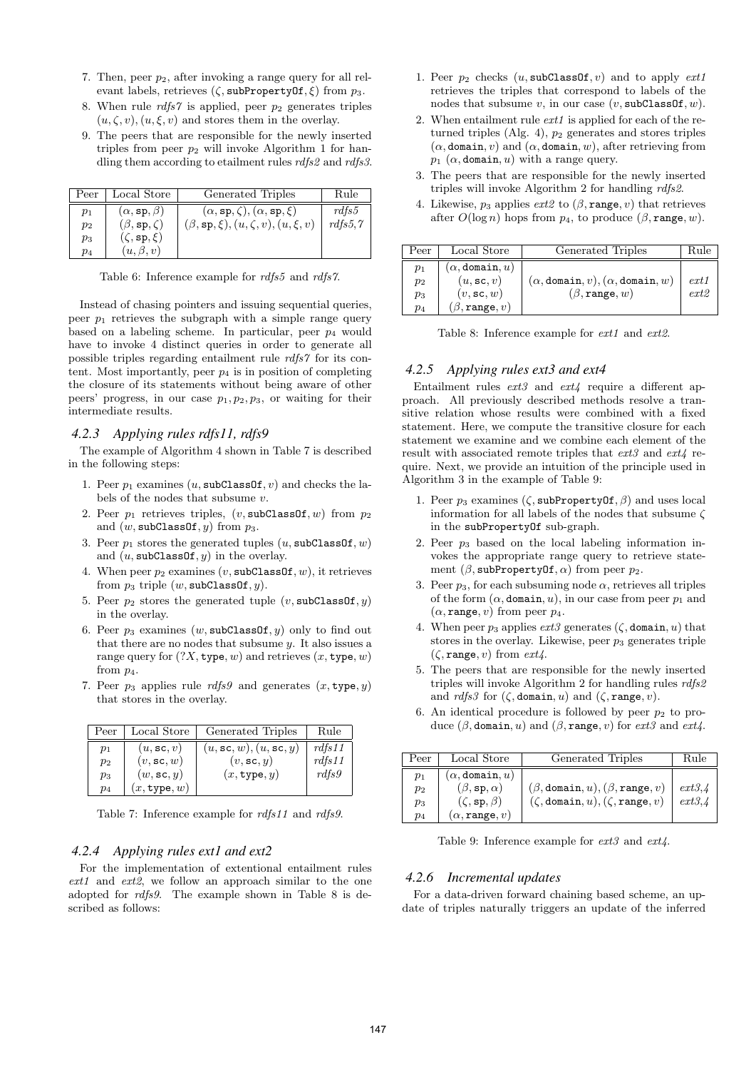7. Then, peer $p_2$, after invoking a range query for all relevant labels, retrieves $(\zeta, \texttt{subPropertyOf}, \xi)$ from $p_3$.
8. When rule *rdfs7* is applied, peer $p_2$ generates triples $(u, \zeta, v), (u, \xi, v)$ and stores them in the overlay.
9. The peers that are responsible for the newly inserted triples from peer $p_2$ will invoke Algorithm 1 for handling them according to etailment rules *rdfs2* and *rdfs3*.

| Peer | Local Store | Generated Triples | Rule |
|---|---|---|---|
| $p_1$ | $(\alpha, \texttt{sp}, \beta)$ | $(\alpha, \texttt{sp}, \zeta), (\alpha, \texttt{sp}, \xi)$ | *rdfs5* |
| $p_2$ | $(\beta, \texttt{sp}, \zeta)$ | $(\beta, \texttt{sp}, \xi), (u, \zeta, v), (u, \xi, v)$ | *rdfs5,7* |
| $p_3$ | $(\zeta, \texttt{sp}, \xi)$ | | |
| $p_4$ | $(u, \beta, v)$ | | |

Table 6: Inference example for *rdfs5* and *rdfs7*.

Instead of chasing pointers and issuing sequential queries, peer $p_1$ retrieves the subgraph with a simple range query based on a labeling scheme. In particular, peer $p_4$ would have to invoke 4 distinct queries in order to generate all possible triples regarding entailment rule *rdfs7* for its content. Most importantly, peer $p_4$ is in position of completing the closure of its statements without being aware of other peers' progress, in our case $p_1, p_2, p_3$, or waiting for their intermediate results.

### 4.2.3 Applying rules rdfs11, rdfs9

The example of Algorithm 4 shown in Table 7 is described in the following steps:

1. Peer $p_1$ examines $(u, \texttt{subClassOf}, v)$ and checks the labels of the nodes that subsume $v$.
2. Peer $p_1$ retrieves triples, $(v, \texttt{subClassOf}, w)$ from $p_2$ and $(w, \texttt{subClassOf}, y)$ from $p_3$.
3. Peer $p_1$ stores the generated tuples $(u, \texttt{subClassOf}, w)$ and $(u, \texttt{subClassOf}, y)$ in the overlay.
4. When peer $p_2$ examines $(v, \texttt{subClassOf}, w)$, it retrieves from $p_3$ triple $(w, \texttt{subClassOf}, y)$.
5. Peer $p_2$ stores the generated tuple $(v, \texttt{subClassOf}, y)$ in the overlay.
6. Peer $p_3$ examines $(w, \texttt{subClassOf}, y)$ only to find out that there are no nodes that subsume $y$. It also issues a range query for $(?X, \texttt{type}, w)$ and retrieves $(x, \texttt{type}, w)$ from $p_4$.
7. Peer $p_3$ applies rule *rdfs9* and generates $(x, \texttt{type}, y)$ that stores in the overlay.

| Peer | Local Store | Generated Triples | Rule |
|---|---|---|---|
| $p_1$ | $(u, \texttt{sc}, v)$ | $(u, \texttt{sc}, w), (u, \texttt{sc}, y)$ | *rdfs11* |
| $p_2$ | $(v, \texttt{sc}, w)$ | $(v, \texttt{sc}, y)$ | *rdfs11* |
| $p_3$ | $(w, \texttt{sc}, y)$ | $(x, \texttt{type}, y)$ | *rdfs9* |
| $p_4$ | $(x, \texttt{type}, w)$ | | |

Table 7: Inference example for *rdfs11* and *rdfs9*.

### 4.2.4 Applying rules ext1 and ext2

For the implementation of extentional entailment rules *ext1* and *ext2*, we follow an approach similar to the one adopted for *rdfs9*. The example shown in Table 8 is described as follows:

1. Peer $p_2$ checks $(u, \texttt{subClassOf}, v)$ and to apply *ext1* retrieves the triples that correspond to labels of the nodes that subsume $v$, in our case $(v, \texttt{subClassOf}, w)$.
2. When entailment rule *ext1* is applied for each of the returned triples (Alg. 4), $p_2$ generates and stores triples $(\alpha, \texttt{domain}, v)$ and $(\alpha, \texttt{domain}, w)$, after retrieving from $p_1$ $(\alpha, \texttt{domain}, u)$ with a range query.
3. The peers that are responsible for the newly inserted triples will invoke Algorithm 2 for handling *rdfs2*.
4. Likewise, $p_3$ applies *ext2* to $(\beta, \texttt{range}, v)$ that retrieves after $O(\log n)$ hops from $p_4$, to produce $(\beta, \texttt{range}, w)$.

| Peer | Local Store | Generated Triples | Rule |
|---|---|---|---|
| $p_1$ | $(\alpha, \texttt{domain}, u)$ | | |
| $p_2$ | $(u, \texttt{sc}, v)$ | $(\alpha, \texttt{domain}, v), (\alpha, \texttt{domain}, w)$ | *ext1* |
| $p_3$ | $(v, \texttt{sc}, w)$ | $(\beta, \texttt{range}, w)$ | *ext2* |
| $p_4$ | $(\beta, \texttt{range}, v)$ | | |

Table 8: Inference example for *ext1* and *ext2*.

### 4.2.5 Applying rules ext3 and ext4

Entailment rules *ext3* and *ext4* require a different approach. All previously described methods resolve a transitive relation whose results were combined with a fixed statement. Here, we compute the transitive closure for each statement we examine and we combine each element of the result with associated remote triples that *ext3* and *ext4* require. Next, we provide an intuition of the principle used in Algorithm 3 in the example of Table 9:

1. Peer $p_3$ examines $(\zeta, \texttt{subPropertyOf}, \beta)$ and uses local information for all labels of the nodes that subsume $\zeta$ in the subPropertyOf sub-graph.
2. Peer $p_3$ based on the local labeling information invokes the appropriate range query to retrieve statement $(\beta, \texttt{subPropertyOf}, \alpha)$ from peer $p_2$.
3. Peer $p_3$, for each subsuming node $\alpha$, retrieves all triples of the form $(\alpha, \texttt{domain}, u)$, in our case from peer $p_1$ and $(\alpha, \texttt{range}, v)$ from peer $p_4$.
4. When peer $p_3$ applies *ext3* generates $(\zeta, \texttt{domain}, u)$ that stores in the overlay. Likewise, peer $p_3$ generates triple $(\zeta, \texttt{range}, v)$ from *ext4*.
5. The peers that are responsible for the newly inserted triples will invoke Algorithm 2 for handling rules *rdfs2* and *rdfs3* for $(\zeta, \texttt{domain}, u)$ and $(\zeta, \texttt{range}, v)$.
6. An identical procedure is followed by peer $p_2$ to produce $(\beta, \texttt{domain}, u)$ and $(\beta, \texttt{range}, v)$ for *ext3* and *ext4*.

| Peer | Local Store | Generated Triples | Rule |
|---|---|---|---|
| $p_1$ | $(\alpha, \texttt{domain}, u)$ | | |
| $p_2$ | $(\beta, \texttt{sp}, \alpha)$ | $(\beta, \texttt{domain}, u), (\beta, \texttt{range}, v)$ | *ext3,4* |
| $p_3$ | $(\zeta, \texttt{sp}, \beta)$ | $(\zeta, \texttt{domain}, u), (\zeta, \texttt{range}, v)$ | *ext3,4* |
| $p_4$ | $(\alpha, \texttt{range}, v)$ | | |

Table 9: Inference example for *ext3* and *ext4*.

### 4.2.6 Incremental updates

For a data-driven forward chaining based scheme, an update of triples naturally triggers an update of the inferred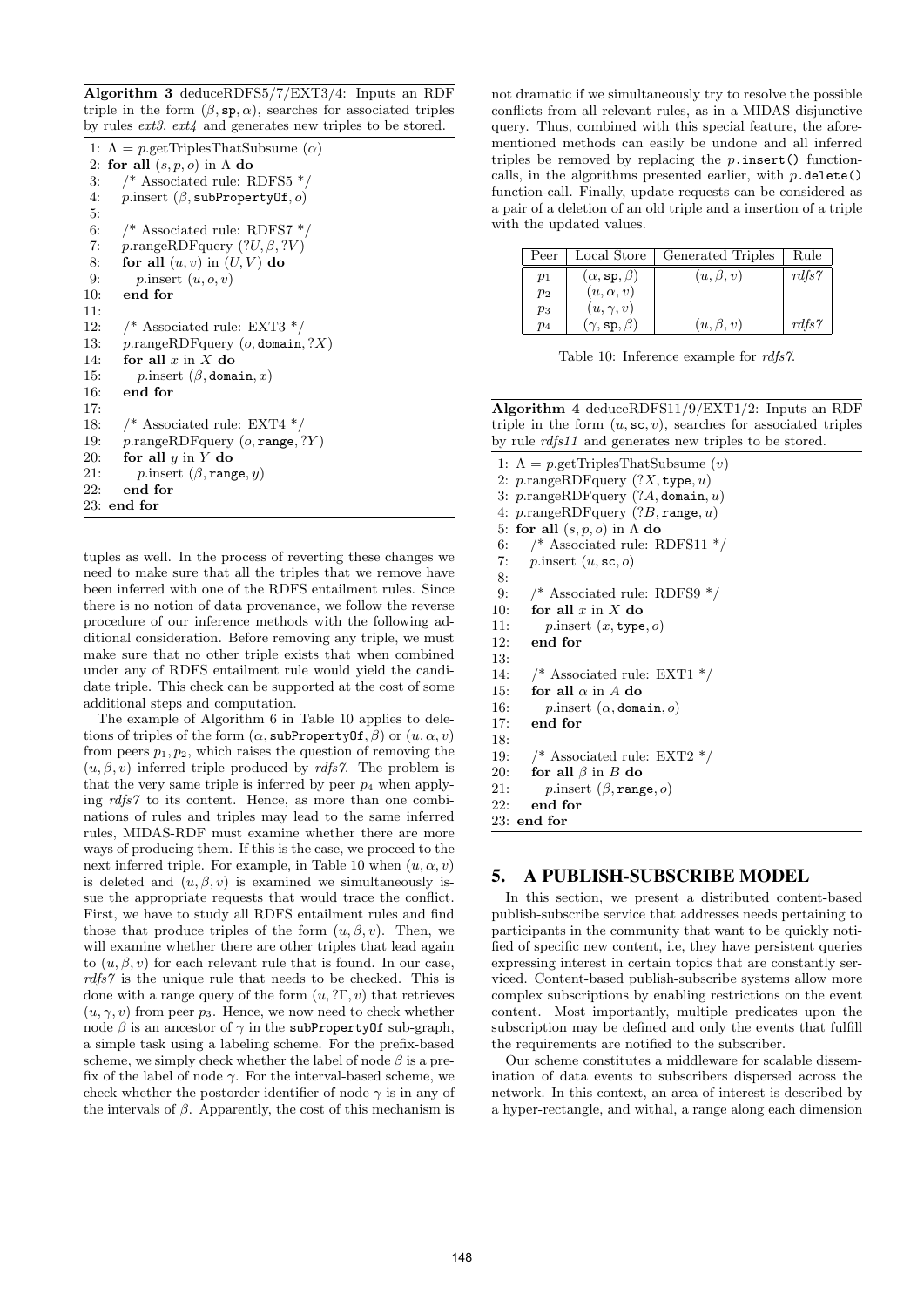**Algorithm 3** deduceRDFS5/7/EXT3/4: Inputs an RDF triple in the form $(\beta, \texttt{sp}, \alpha)$, searches for associated triples by rules *ext3*, *ext4* and generates new triples to be stored.

```
1: Λ = p.getTriplesThatSubsume (α)
2: for all (s, p, o) in Λ do
3:    /* Associated rule: RDFS5 */
4:    p.insert (β, subPropertyOf, o)
5:
6:    /* Associated rule: RDFS7 */
7:    p.rangeRDFquery (?U, β, ?V)
8:    for all (u, v) in (U, V) do
9:       p.insert (u, o, v)
10:   end for
11:
12:   /* Associated rule: EXT3 */
13:   p.rangeRDFquery (o, domain, ?X)
14:   for all x in X do
15:      p.insert (β, domain, x)
16:   end for
17:
18:   /* Associated rule: EXT4 */
19:   p.rangeRDFquery (o, range, ?Y)
20:   for all y in Y do
21:      p.insert (β, range, y)
22:   end for
23: end for
```

tuples as well. In the process of reverting these changes we need to make sure that all the triples that we remove have been inferred with one of the RDFS entailment rules. Since there is no notion of data provenance, we follow the reverse procedure of our inference methods with the following additional consideration. Before removing any triple, we must make sure that no other triple exists that when combined under any of RDFS entailment rule would yield the candidate triple. This check can be supported at the cost of some additional steps and computation.

The example of Algorithm 6 in Table 10 applies to deletions of triples of the form $(\alpha, \texttt{subPropertyOf}, \beta)$ or $(u, \alpha, v)$ from peers $p_1, p_2$, which raises the question of removing the $(u, \beta, v)$ inferred triple produced by *rdfs7*. The problem is that the very same triple is inferred by peer $p_4$ when applying *rdfs7* to its content. Hence, as more than one combinations of rules and triples may lead to the same inferred rules, MIDAS-RDF must examine whether there are more ways of producing them. If this is the case, we proceed to the next inferred triple. For example, in Table 10 when $(u, \alpha, v)$ is deleted and $(u, \beta, v)$ is examined we simultaneously issue the appropriate requests that would trace the conflict. First, we have to study all RDFS entailment rules and find those that produce triples of the form $(u, \beta, v)$. Then, we will examine whether there are other triples that lead again to $(u, \beta, v)$ for each relevant rule that is found. In our case, *rdfs7* is the unique rule that needs to be checked. This is done with a range query of the form $(u, ?\Gamma, v)$ that retrieves $(u, \gamma, v)$ from peer $p_3$. Hence, we now need to check whether node $\beta$ is an ancestor of $\gamma$ in the `subPropertyOf` sub-graph, a simple task using a labeling scheme. For the prefix-based scheme, we simply check whether the label of node $\beta$ is a prefix of the label of node $\gamma$. For the interval-based scheme, we check whether the postorder identifier of node $\gamma$ is in any of the intervals of $\beta$. Apparently, the cost of this mechanism is not dramatic if we simultaneously try to resolve the possible conflicts from all relevant rules, as in a MIDAS disjunctive query. Thus, combined with this special feature, the aforementioned methods can easily be undone and all inferred triples be removed by replacing the `p.insert()` function-calls, in the algorithms presented earlier, with `p.delete()` function-call. Finally, update requests can be considered as a pair of a deletion of an old triple and a insertion of a triple with the updated values.

| Peer | Local Store | Generated Triples | Rule |
|---|---|---|---|
| $p_1$ | $(\alpha, \texttt{sp}, \beta)$ | $(u, \beta, v)$ | *rdfs7* |
| $p_2$ | $(u, \alpha, v)$ | | |
| $p_3$ | $(u, \gamma, v)$ | | |
| $p_4$ | $(\gamma, \texttt{sp}, \beta)$ | $(u, \beta, v)$ | *rdfs7* |

Table 10: Inference example for *rdfs7*.

**Algorithm 4** deduceRDFS11/9/EXT1/2: Inputs an RDF triple in the form $(u, \texttt{sc}, v)$, searches for associated triples by rule *rdfs11* and generates new triples to be stored.

```
1: Λ = p.getTriplesThatSubsume (v)
2: p.rangeRDFquery (?X, type, u)
3: p.rangeRDFquery (?A, domain, u)
4: p.rangeRDFquery (?B, range, u)
5: for all (s, p, o) in Λ do
6:    /* Associated rule: RDFS11 */
7:    p.insert (u, sc, o)
8:
9:    /* Associated rule: RDFS9 */
10:   for all x in X do
11:      p.insert (x, type, o)
12:   end for
13:
14:   /* Associated rule: EXT1 */
15:   for all α in A do
16:      p.insert (α, domain, o)
17:   end for
18:
19:   /* Associated rule: EXT2 */
20:   for all β in B do
21:      p.insert (β, range, o)
22:   end for
23: end for
```

## 5. A PUBLISH-SUBSCRIBE MODEL

In this section, we present a distributed content-based publish-subscribe service that addresses needs pertaining to participants in the community that want to be quickly notified of specific new content, i.e, they have persistent queries expressing interest in certain topics that are constantly serviced. Content-based publish-subscribe systems allow more complex subscriptions by enabling restrictions on the event content. Most importantly, multiple predicates upon the subscription may be defined and only the events that fulfill the requirements are notified to the subscriber.

Our scheme constitutes a middleware for scalable dissemination of data events to subscribers dispersed across the network. In this context, an area of interest is described by a hyper-rectangle, and withal, a range along each dimension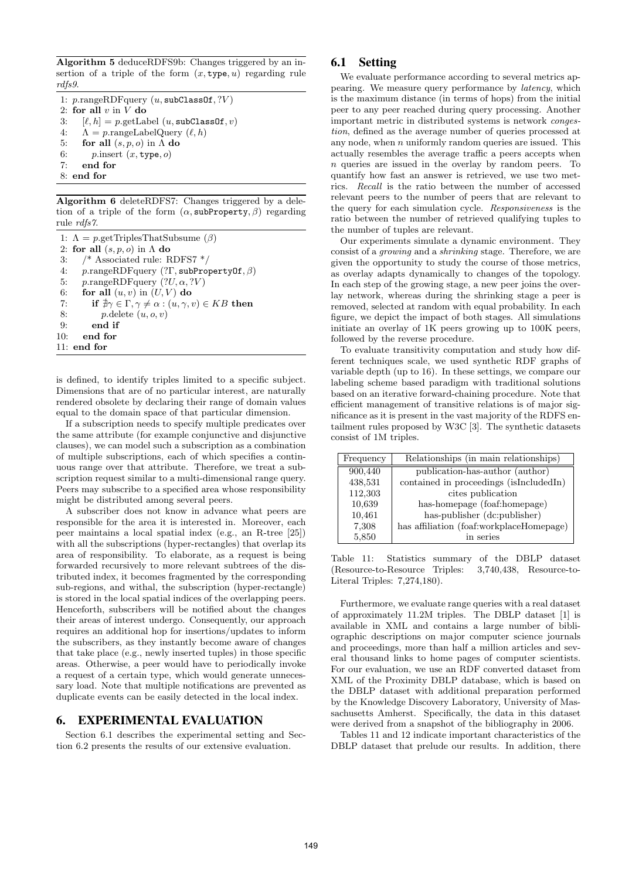**Algorithm 5** deduceRDFS9b: Changes triggered by an insertion of a triple of the form $(x, \texttt{type}, u)$ regarding rule *rdfs9*.

```
1: p.rangeRDFquery (u, subClassOf, ?V)
2: for all v in V do
3:   [ℓ, h] = p.getLabel (u, subClassOf, v)
4:   Λ = p.rangeLabelQuery (ℓ, h)
5:   for all (s, p, o) in Λ do
6:     p.insert (x, type, o)
7:   end for
8: end for
```

**Algorithm 6** deleteRDFS7: Changes triggered by a deletion of a triple of the form $(\alpha, \texttt{subProperty}, \beta)$ regarding rule *rdfs7*.

```
1: Λ = p.getTriplesThatSubsume (β)
2: for all (s, p, o) in Λ do
3:   /* Associated rule: RDFS7 */
4:   p.rangeRDFquery (?Γ, subPropertyOf, β)
5:   p.rangeRDFquery (?U, α, ?V)
6:   for all (u, v) in (U, V) do
7:     if ∄γ ∈ Γ, γ ≠ α : (u, γ, v) ∈ KB then
8:       p.delete (u, o, v)
9:     end if
10:  end for
11: end for
```

is defined, to identify triples limited to a specific subject. Dimensions that are of no particular interest, are naturally rendered obsolete by declaring their range of domain values equal to the domain space of that particular dimension.

If a subscription needs to specify multiple predicates over the same attribute (for example conjunctive and disjunctive clauses), we can model such a subscription as a combination of multiple subscriptions, each of which specifies a continuous range over that attribute. Therefore, we treat a subscription request similar to a multi-dimensional range query. Peers may subscribe to a specified area whose responsibility might be distributed among several peers.

A subscriber does not know in advance what peers are responsible for the area it is interested in. Moreover, each peer maintains a local spatial index (e.g., an R-tree [25]) with all the subscriptions (hyper-rectangles) that overlap its area of responsibility. To elaborate, as a request is being forwarded recursively to more relevant subtrees of the distributed index, it becomes fragmented by the corresponding sub-regions, and withal, the subscription (hyper-rectangle) is stored in the local spatial indices of the overlapping peers. Henceforth, subscribers will be notified about the changes their areas of interest undergo. Consequently, our approach requires an additional hop for insertions/updates to inform the subscribers, as they instantly become aware of changes that take place (e.g., newly inserted tuples) in those specific areas. Otherwise, a peer would have to periodically invoke a request of a certain type, which would generate unnecessary load. Note that multiple notifications are prevented as duplicate events can be easily detected in the local index.

# 6. EXPERIMENTAL EVALUATION

Section 6.1 describes the experimental setting and Section 6.2 presents the results of our extensive evaluation.

## 6.1 Setting

We evaluate performance according to several metrics appearing. We measure query performance by *latency*, which is the maximum distance (in terms of hops) from the initial peer to any peer reached during query processing. Another important metric in distributed systems is network *congestion*, defined as the average number of queries processed at any node, when $n$ uniformly random queries are issued. This actually resembles the average traffic a peers accepts when $n$ queries are issued in the overlay by random peers. To quantify how fast an answer is retrieved, we use two metrics. *Recall* is the ratio between the number of accessed relevant peers to the number of peers that are relevant to the query for each simulation cycle. *Responsiveness* is the ratio between the number of retrieved qualifying tuples to the number of tuples are relevant.

Our experiments simulate a dynamic environment. They consist of a *growing* and a *shrinking* stage. Therefore, we are given the opportunity to study the course of those metrics, as overlay adapts dynamically to changes of the topology. In each step of the growing stage, a new peer joins the overlay network, whereas during the shrinking stage a peer is removed, selected at random with equal probability. In each figure, we depict the impact of both stages. All simulations initiate an overlay of 1K peers growing up to 100K peers, followed by the reverse procedure.

To evaluate transitivity computation and study how different techniques scale, we used synthetic RDF graphs of variable depth (up to 16). In these settings, we compare our labeling scheme based paradigm with traditional solutions based on an iterative forward-chaining procedure. Note that efficient management of transitive relations is of major significance as it is present in the vast majority of the RDFS entailment rules proposed by W3C [3]. The synthetic datasets consist of 1M triples.

| Frequency | Relationships (in main relationships) |
|---|---|
| 900,440 | publication-has-author (author) |
| 438,531 | contained in proceedings (isIncludedIn) |
| 112,303 | cites publication |
| 10,639 | has-homepage (foaf:homepage) |
| 10,461 | has-publisher (dc:publisher) |
| 7,308 | has affiliation (foaf:workplaceHomepage) |
| 5,850 | in series |

Table 11: Statistics summary of the DBLP dataset (Resource-to-Resource Triples: 3,740,438, Resource-to-Literal Triples: 7,274,180).

Furthermore, we evaluate range queries with a real dataset of approximately 11.2M triples. The DBLP dataset [1] is available in XML and contains a large number of bibliographic descriptions on major computer science journals and proceedings, more than half a million articles and several thousand links to home pages of computer scientists. For our evaluation, we use an RDF converted dataset from XML of the Proximity DBLP database, which is based on the DBLP dataset with additional preparation performed by the Knowledge Discovery Laboratory, University of Massachusetts Amherst. Specifically, the data in this dataset were derived from a snapshot of the bibliography in 2006.

Tables 11 and 12 indicate important characteristics of the DBLP dataset that prelude our results. In addition, there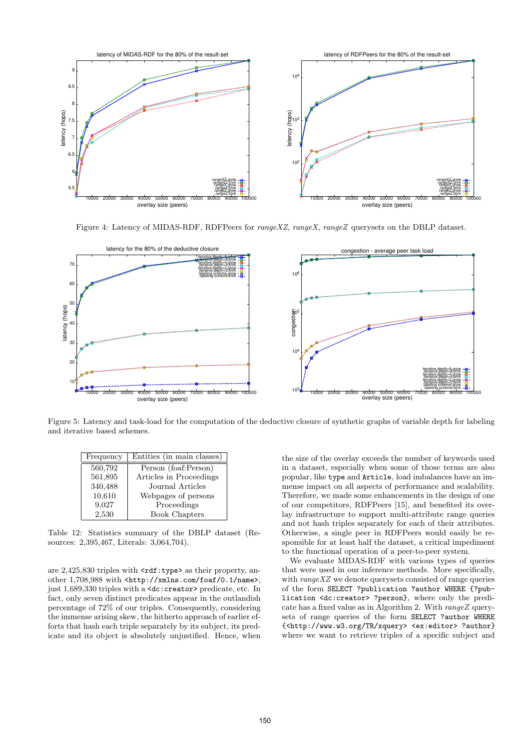Figure 4: Latency of MIDAS-RDF, RDFPeers for *rangeXZ*, *rangeX*, *rangeZ* querysets on the DBLP dataset.

Figure 5: Latency and task-load for the computation of the deductive closure of synthetic graphs of variable depth for labeling and iterative based schemes.

| Frequency | Entities (in main classes) |
|---|---|
| 560,792 | Person (foaf:Person) |
| 561,895 | Articles in Proceedings |
| 340,488 | Journal Articles |
| 10,610 | Webpages of persons |
| 9,027 | Proceedings |
| 2,530 | Book Chapters |

Table 12: Statistics summary of the DBLP dataset (Resources: 2,395,467, Literals: 3,064,704).

are 2,425,830 triples with `<rdf:type>` as their property, another 1,708,988 with `<http://xmlns.com/foaf/0.1/name>`, just 1,689,330 triples with a `<dc:creator>` predicate, etc. In fact, only seven distinct predicates appear in the outlandish percentage of 72% of our triples. Consequently, considering the immense skew arising here, the hitherto approach of earlier efforts that hash each triple separately by its subject, its predicate and its object is absolutely unjustified. Hence, when the size of the overlay exceeds the number of keywords used in a dataset, especially when some of those terms are also popular, like `type` and `Article`, load imbalances have an immense impact on all aspects of performance and scalability. Therefore, we made some enhancements in the design of one of our competitors, RDFPeers [15], and benefited its overlay infrastructure to support multi-attribute range queries and not hash triples separately for each of their attributes. Otherwise, a single peer in RDFPeers would easily be responsible for at least half the dataset, a critical impediment to the functional operation of a peer-to-peer system.

We evaluate MIDAS-RDF with various types of queries that were used in our inference methods. More specifically, with *rangeXZ* we denote querysets consisted of range queries of the form `SELECT ?publication ?author WHERE {?publication <dc:creator> ?person}`, where only the predicate has a fixed value as in Algorithm 2. With *rangeZ* querysets of range queries of the form `SELECT ?author WHERE {<http://www.w3.org/TR/xquery> <ex:editor> ?author}` where we want to retrieve triples of a specific subject and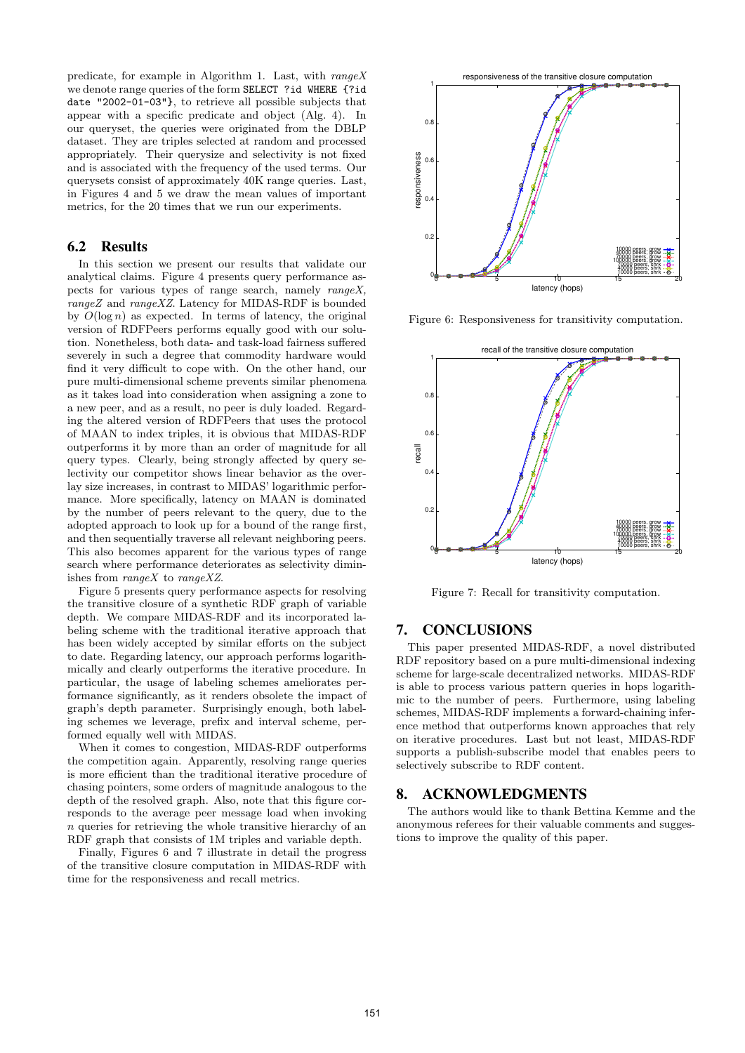predicate, for example in Algorithm 1. Last, with *rangeX* we denote range queries of the form `SELECT ?id WHERE {?id date "2002-01-03"}`, to retrieve all possible subjects that appear with a specific predicate and object (Alg. 4). In our queryset, the queries were originated from the DBLP dataset. They are triples selected at random and processed appropriately. Their querysize and selectivity is not fixed and is associated with the frequency of the used terms. Our querysets consist of approximately 40K range queries. Last, in Figures 4 and 5 we draw the mean values of important metrics, for the 20 times that we run our experiments.

## 6.2 Results

In this section we present our results that validate our analytical claims. Figure 4 presents query performance aspects for various types of range search, namely *rangeX, rangeZ* and *rangeXZ*. Latency for MIDAS-RDF is bounded by $O(\log n)$ as expected. In terms of latency, the original version of RDFPeers performs equally good with our solution. Nonetheless, both data- and task-load fairness suffered severely in such a degree that commodity hardware would find it very difficult to cope with. On the other hand, our pure multi-dimensional scheme prevents similar phenomena as it takes load into consideration when assigning a zone to a new peer, and as a result, no peer is duly loaded. Regarding the altered version of RDFPeers that uses the protocol of MAAN to index triples, it is obvious that MIDAS-RDF outperforms it by more than an order of magnitude for all query types. Clearly, being strongly affected by query selectivity our competitor shows linear behavior as the overlay size increases, in contrast to MIDAS' logarithmic performance. More specifically, latency on MAAN is dominated by the number of peers relevant to the query, due to the adopted approach to look up for a bound of the range first, and then sequentially traverse all relevant neighboring peers. This also becomes apparent for the various types of range search where performance deteriorates as selectivity diminishes from *rangeX* to *rangeXZ*.

Figure 5 presents query performance aspects for resolving the transitive closure of a synthetic RDF graph of variable depth. We compare MIDAS-RDF and its incorporated labeling scheme with the traditional iterative approach that has been widely accepted by similar efforts on the subject to date. Regarding latency, our approach performs logarithmically and clearly outperforms the iterative procedure. In particular, the usage of labeling schemes ameliorates performance significantly, as it renders obsolete the impact of graph's depth parameter. Surprisingly enough, both labeling schemes we leverage, prefix and interval scheme, performed equally well with MIDAS.

When it comes to congestion, MIDAS-RDF outperforms the competition again. Apparently, resolving range queries is more efficient than the traditional iterative procedure of chasing pointers, some orders of magnitude analogous to the depth of the resolved graph. Also, note that this figure corresponds to the average peer message load when invoking $n$ queries for retrieving the whole transitive hierarchy of an RDF graph that consists of 1M triples and variable depth.

Finally, Figures 6 and 7 illustrate in detail the progress of the transitive closure computation in MIDAS-RDF with time for the responsiveness and recall metrics.

responsiveness of the transitive closure computation
responsiveness
latency (hops)
0 5 10 15 20
0 0.2 0.4 0.6 0.8 1
10000 peers, grow
40000 peers, grow
70000 peers, grow
100000 peers, grow
70000 peers, shrk
40000 peers, shrk
10000 peers, shrk

Figure 6: Responsiveness for transitivity computation.

recall of the transitive closure computation
recall
latency (hops)
0 5 10 15 20
0 0.2 0.4 0.6 0.8 1
10000 peers, grow
40000 peers, grow
70000 peers, grow
100000 peers, grow
70000 peers, shrk
40000 peers, shrk
10000 peers, shrk

Figure 7: Recall for transitivity computation.

# 7. CONCLUSIONS

This paper presented MIDAS-RDF, a novel distributed RDF repository based on a pure multi-dimensional indexing scheme for large-scale decentralized networks. MIDAS-RDF is able to process various pattern queries in hops logarithmic to the number of peers. Furthermore, using labeling schemes, MIDAS-RDF implements a forward-chaining inference method that outperforms known approaches that rely on iterative procedures. Last but not least, MIDAS-RDF supports a publish-subscribe model that enables peers to selectively subscribe to RDF content.

# 8. ACKNOWLEDGMENTS

The authors would like to thank Bettina Kemme and the anonymous referees for their valuable comments and suggestions to improve the quality of this paper.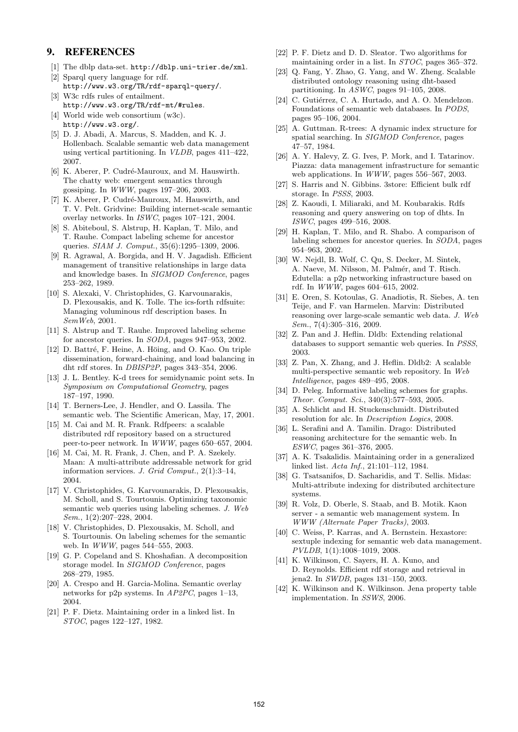## 9. REFERENCES

[1] The dblp data-set. http://dblp.uni-trier.de/xml.

[2] Sparql query language for rdf. http://www.w3.org/TR/rdf-sparql-query/.

[3] W3c rdfs rules of entailment. http://www.w3.org/TR/rdf-mt/#rules.

[4] World wide web consortium (w3c). http://www.w3.org/.

[5] D. J. Abadi, A. Marcus, S. Madden, and K. J. Hollenbach. Scalable semantic web data management using vertical partitioning. In *VLDB*, pages 411–422, 2007.

[6] K. Aberer, P. Cudré-Mauroux, and M. Hauswirth. The chatty web: emergent semantics through gossiping. In *WWW*, pages 197–206, 2003.

[7] K. Aberer, P. Cudré-Mauroux, M. Hauswirth, and T. V. Pelt. Gridvine: Building internet-scale semantic overlay networks. In *ISWC*, pages 107–121, 2004.

[8] S. Abiteboul, S. Alstrup, H. Kaplan, T. Milo, and T. Rauhe. Compact labeling scheme for ancestor queries. *SIAM J. Comput.*, 35(6):1295–1309, 2006.

[9] R. Agrawal, A. Borgida, and H. V. Jagadish. Efficient management of transitive relationships in large data and knowledge bases. In *SIGMOD Conference*, pages 253–262, 1989.

[10] S. Alexaki, V. Christophides, G. Karvounarakis, D. Plexousakis, and K. Tolle. The ics-forth rdfsuite: Managing voluminous rdf description bases. In *SemWeb*, 2001.

[11] S. Alstrup and T. Rauhe. Improved labeling scheme for ancestor queries. In *SODA*, pages 947–953, 2002.

[12] D. Battré, F. Heine, A. Höing, and O. Kao. On triple dissemination, forward-chaining, and load balancing in dht rdf stores. In *DBISP2P*, pages 343–354, 2006.

[13] J. L. Bentley. K-d trees for semidynamic point sets. In *Symposium on Computational Geometry*, pages 187–197, 1990.

[14] T. Berners-Lee, J. Hendler, and O. Lassila. The semantic web. The Scientific American, May, 17, 2001.

[15] M. Cai and M. R. Frank. Rdfpeers: a scalable distributed rdf repository based on a structured peer-to-peer network. In *WWW*, pages 650–657, 2004.

[16] M. Cai, M. R. Frank, J. Chen, and P. A. Szekely. Maan: A multi-attribute addressable network for grid information services. *J. Grid Comput.*, 2(1):3–14, 2004.

[17] V. Christophides, G. Karvounarakis, D. Plexousakis, M. Scholl, and S. Tourtounis. Optimizing taxonomic semantic web queries using labeling schemes. *J. Web Sem.*, 1(2):207–228, 2004.

[18] V. Christophides, D. Plexousakis, M. Scholl, and S. Tourtounis. On labeling schemes for the semantic web. In *WWW*, pages 544–555, 2003.

[19] G. P. Copeland and S. Khoshafian. A decomposition storage model. In *SIGMOD Conference*, pages 268–279, 1985.

[20] A. Crespo and H. Garcia-Molina. Semantic overlay networks for p2p systems. In *AP2PC*, pages 1–13, 2004.

[21] P. F. Dietz. Maintaining order in a linked list. In *STOC*, pages 122–127, 1982.

[22] P. F. Dietz and D. D. Sleator. Two algorithms for maintaining order in a list. In *STOC*, pages 365–372.

[23] Q. Fang, Y. Zhao, G. Yang, and W. Zheng. Scalable distributed ontology reasoning using dht-based partitioning. In *ASWC*, pages 91–105, 2008.

[24] C. Gutiérrez, C. A. Hurtado, and A. O. Mendelzon. Foundations of semantic web databases. In *PODS*, pages 95–106, 2004.

[25] A. Guttman. R-trees: A dynamic index structure for spatial searching. In *SIGMOD Conference*, pages 47–57, 1984.

[26] A. Y. Halevy, Z. G. Ives, P. Mork, and I. Tatarinov. Piazza: data management infrastructure for semantic web applications. In *WWW*, pages 556–567, 2003.

[27] S. Harris and N. Gibbins. 3store: Efficient bulk rdf storage. In *PSSS*, 2003.

[28] Z. Kaoudi, I. Miliaraki, and M. Koubarakis. Rdfs reasoning and query answering on top of dhts. In *ISWC*, pages 499–516, 2008.

[29] H. Kaplan, T. Milo, and R. Shabo. A comparison of labeling schemes for ancestor queries. In *SODA*, pages 954–963, 2002.

[30] W. Nejdl, B. Wolf, C. Qu, S. Decker, M. Sintek, A. Naeve, M. Nilsson, M. Palmér, and T. Risch. Edutella: a p2p networking infrastructure based on rdf. In *WWW*, pages 604–615, 2002.

[31] E. Oren, S. Kotoulas, G. Anadiotis, R. Siebes, A. ten Teije, and F. van Harmelen. Marvin: Distributed reasoning over large-scale semantic web data. *J. Web Sem.*, 7(4):305–316, 2009.

[32] Z. Pan and J. Heflin. Dldb: Extending relational databases to support semantic web queries. In *PSSS*, 2003.

[33] Z. Pan, X. Zhang, and J. Heflin. Dldb2: A scalable multi-perspective semantic web repository. In *Web Intelligence*, pages 489–495, 2008.

[34] D. Peleg. Informative labeling schemes for graphs. *Theor. Comput. Sci.*, 340(3):577–593, 2005.

[35] A. Schlicht and H. Stuckenschmidt. Distributed resolution for alc. In *Description Logics*, 2008.

[36] L. Serafini and A. Tamilin. Drago: Distributed reasoning architecture for the semantic web. In *ESWC*, pages 361–376, 2005.

[37] A. K. Tsakalidis. Maintaining order in a generalized linked list. *Acta Inf.*, 21:101–112, 1984.

[38] G. Tsatsanifos, D. Sacharidis, and T. Sellis. Midas: Multi-attribute indexing for distributed architecture systems.

[39] R. Volz, D. Oberle, S. Staab, and B. Motik. Kaon server - a semantic web management system. In *WWW (Alternate Paper Tracks)*, 2003.

[40] C. Weiss, P. Karras, and A. Bernstein. Hexastore: sextuple indexing for semantic web data management. *PVLDB*, 1(1):1008–1019, 2008.

[41] K. Wilkinson, C. Sayers, H. A. Kuno, and D. Reynolds. Efficient rdf storage and retrieval in jena2. In *SWDB*, pages 131–150, 2003.

[42] K. Wilkinson and K. Wilkinson. Jena property table implementation. In *SSWS*, 2006.